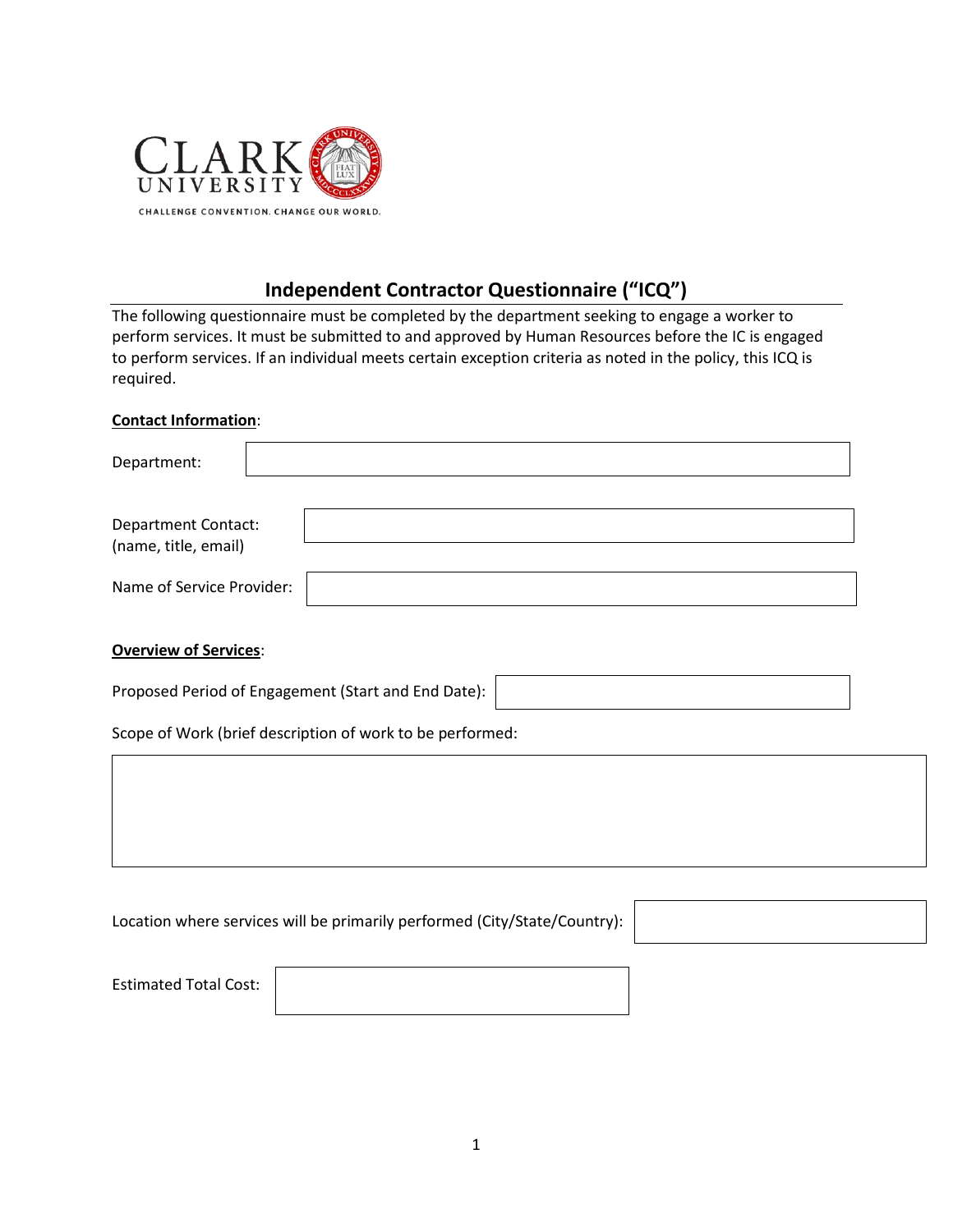CLARK UNIVERSITY

CHALLENGE CONVENTION. CHANGE OUR WORLD.

# Independent Contractor Questionnaire ("ICQ")

The following questionnaire must be completed by the department seeking to engage a worker to perform services. It must be submitted to and approved by Human Resources before the IC is engaged to perform services. If an individual meets certain exception criteria as noted in the policy, this ICQ is required.

**Contact Information**:

Department:

Department Contact: (name, title, email)

Name of Service Provider:

**Overview of Services**:

Proposed Period of Engagement (Start and End Date):

Scope of Work (brief description of work to be performed:

Location where services will be primarily performed (City/State/Country):

Estimated Total Cost: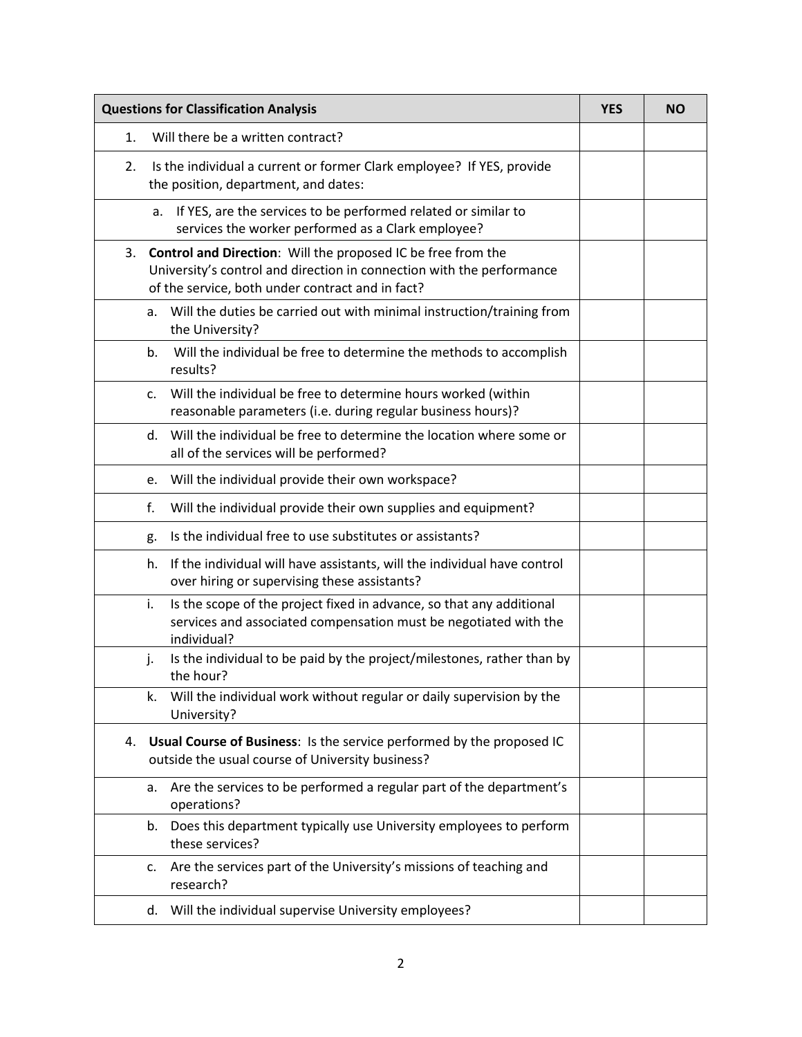| Questions for Classification Analysis | YES | NO |
|---|---|---|
| 1. Will there be a written contract? | | |
| 2. Is the individual a current or former Clark employee? If YES, provide the position, department, and dates: | | |
| a. If YES, are the services to be performed related or similar to services the worker performed as a Clark employee? | | |
| 3. **Control and Direction**: Will the proposed IC be free from the University's control and direction in connection with the performance of the service, both under contract and in fact? | | |
| a. Will the duties be carried out with minimal instruction/training from the University? | | |
| b. Will the individual be free to determine the methods to accomplish results? | | |
| c. Will the individual be free to determine hours worked (within reasonable parameters (i.e. during regular business hours)? | | |
| d. Will the individual be free to determine the location where some or all of the services will be performed? | | |
| e. Will the individual provide their own workspace? | | |
| f. Will the individual provide their own supplies and equipment? | | |
| g. Is the individual free to use substitutes or assistants? | | |
| h. If the individual will have assistants, will the individual have control over hiring or supervising these assistants? | | |
| i. Is the scope of the project fixed in advance, so that any additional services and associated compensation must be negotiated with the individual? | | |
| j. Is the individual to be paid by the project/milestones, rather than by the hour? | | |
| k. Will the individual work without regular or daily supervision by the University? | | |
| 4. **Usual Course of Business**: Is the service performed by the proposed IC outside the usual course of University business? | | |
| a. Are the services to be performed a regular part of the department's operations? | | |
| b. Does this department typically use University employees to perform these services? | | |
| c. Are the services part of the University's missions of teaching and research? | | |
| d. Will the individual supervise University employees? | | |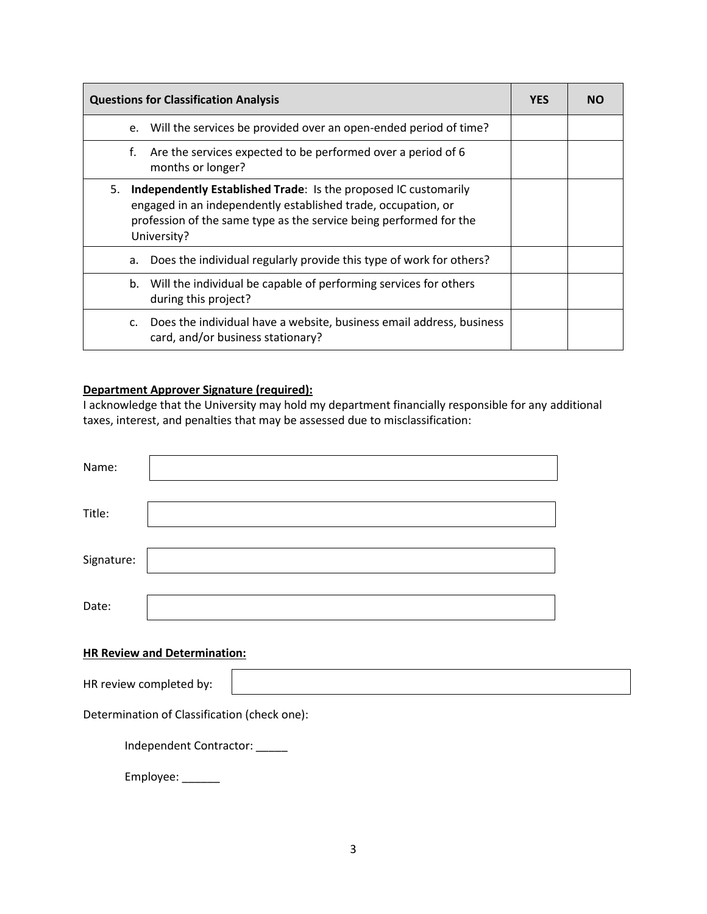| Questions for Classification Analysis | YES | NO |
| --- | --- | --- |
| e. Will the services be provided over an open-ended period of time? | | |
| f. Are the services expected to be performed over a period of 6 months or longer? | | |
| 5. **Independently Established Trade**: Is the proposed IC customarily engaged in an independently established trade, occupation, or profession of the same type as the service being performed for the University? | | |
| a. Does the individual regularly provide this type of work for others? | | |
| b. Will the individual be capable of performing services for others during this project? | | |
| c. Does the individual have a website, business email address, business card, and/or business stationary? | | |

**Department Approver Signature (required):**

I acknowledge that the University may hold my department financially responsible for any additional taxes, interest, and penalties that may be assessed due to misclassification:

Name:

Title:

Signature:

Date:

**HR Review and Determination:**

HR review completed by:

Determination of Classification (check one):

Independent Contractor: _____

Employee: ______